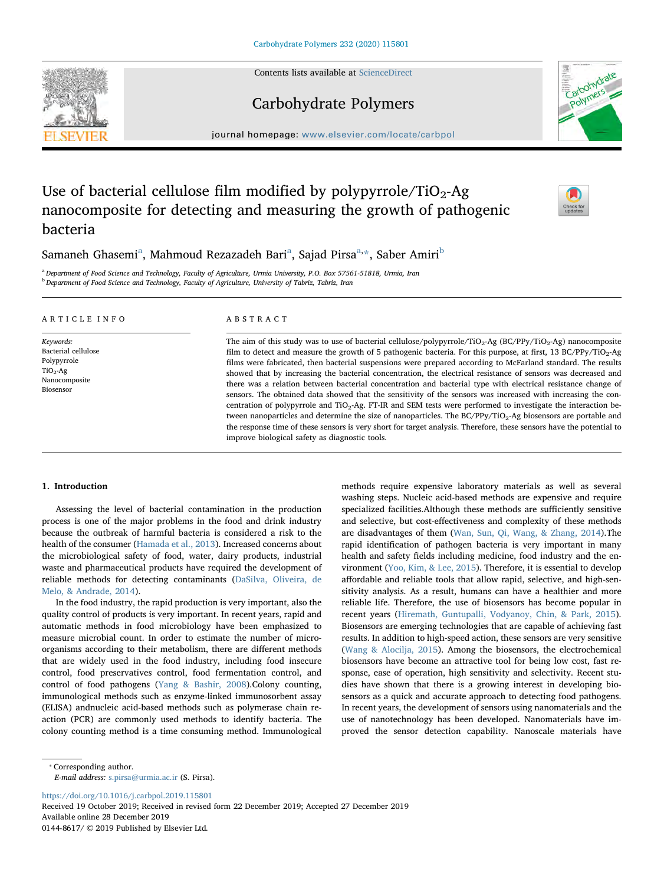# Use of bacterial cellulose film modified by polypyrrole/$TiO_2$-Ag nanocomposite for detecting and measuring the growth of pathogenic bacteria

Samaneh Ghasemi[a], Mahmoud Rezazadeh Bari[a], Sajad Pirsa[a,*], Saber Amiri[b]

[a] Department of Food Science and Technology, Faculty of Agriculture, Urmia University, P.O. Box 57561-51818, Urmia, Iran

[b] Department of Food Science and Technology, Faculty of Agriculture, University of Tabriz, Tabriz, Iran

## ARTICLE INFO

*Keywords:*
Bacterial cellulose
Polypyrrole
$TiO_2$-Ag
Nanocomposite
Biosensor

## ABSTRACT

The aim of this study was to use of bacterial cellulose/polypyrrole/$TiO_2$-Ag (BC/PPy/$TiO_2$-Ag) nanocomposite film to detect and measure the growth of 5 pathogenic bacteria. For this purpose, at first, 13 BC/PPy/$TiO_2$-Ag films were fabricated, then bacterial suspensions were prepared according to McFarland standard. The results showed that by increasing the bacterial concentration, the electrical resistance of sensors was decreased and there was a relation between bacterial concentration and bacterial type with electrical resistance change of sensors. The obtained data showed that the sensitivity of the sensors was increased with increasing the concentration of polypyrrole and $TiO_2$-Ag. FT-IR and SEM tests were performed to investigate the interaction between nanoparticles and determine the size of nanoparticles. The BC/PPy/$TiO_2$-Ag biosensors are portable and the response time of these sensors is very short for target analysis. Therefore, these sensors have the potential to improve biological safety as diagnostic tools.

## 1. Introduction

Assessing the level of bacterial contamination in the production process is one of the major problems in the food and drink industry because the outbreak of harmful bacteria is considered a risk to the health of the consumer (Hamada et al., 2013). Increased concerns about the microbiological safety of food, water, dairy products, industrial waste and pharmaceutical products have required the development of reliable methods for detecting contaminants (DaSilva, Oliveira, de Melo, & Andrade, 2014).

In the food industry, the rapid production is very important, also the quality control of products is very important. In recent years, rapid and automatic methods in food microbiology have been emphasized to measure microbial count. In order to estimate the number of microorganisms according to their metabolism, there are different methods that are widely used in the food industry, including food insecure control, food preservatives control, food fermentation control, and control of food pathogens (Yang & Bashir, 2008).Colony counting, immunological methods such as enzyme-linked immunosorbent assay (ELISA) andnucleic acid-based methods such as polymerase chain reaction (PCR) are commonly used methods to identify bacteria. The colony counting method is a time consuming method. Immunological methods require expensive laboratory materials as well as several washing steps. Nucleic acid-based methods are expensive and require specialized facilities.Although these methods are sufficiently sensitive and selective, but cost-effectiveness and complexity of these methods are disadvantages of them (Wan, Sun, Qi, Wang, & Zhang, 2014).The rapid identification of pathogen bacteria is very important in many health and safety fields including medicine, food industry and the environment (Yoo, Kim, & Lee, 2015). Therefore, it is essential to develop affordable and reliable tools that allow rapid, selective, and high-sensitivity analysis. As a result, humans can have a healthier and more reliable life. Therefore, the use of biosensors has become popular in recent years (Hiremath, Guntupalli, Vodyanoy, Chin, & Park, 2015). Biosensors are emerging technologies that are capable of achieving fast results. In addition to high-speed action, these sensors are very sensitive (Wang & Alocilja, 2015). Among the biosensors, the electrochemical biosensors have become an attractive tool for being low cost, fast response, ease of operation, high sensitivity and selectivity. Recent studies have shown that there is a growing interest in developing biosensors as a quick and accurate approach to detecting food pathogens. In recent years, the development of sensors using nanomaterials and the use of nanotechnology has been developed. Nanomaterials have improved the sensor detection capability. Nanoscale materials have

* Corresponding author.
*E-mail address:* s.pirsa@urmia.ac.ir (S. Pirsa).

https://doi.org/10.1016/j.carbpol.2019.115801
Received 19 October 2019; Received in revised form 22 December 2019; Accepted 27 December 2019
Available online 28 December 2019
0144-8617/ © 2019 Published by Elsevier Ltd.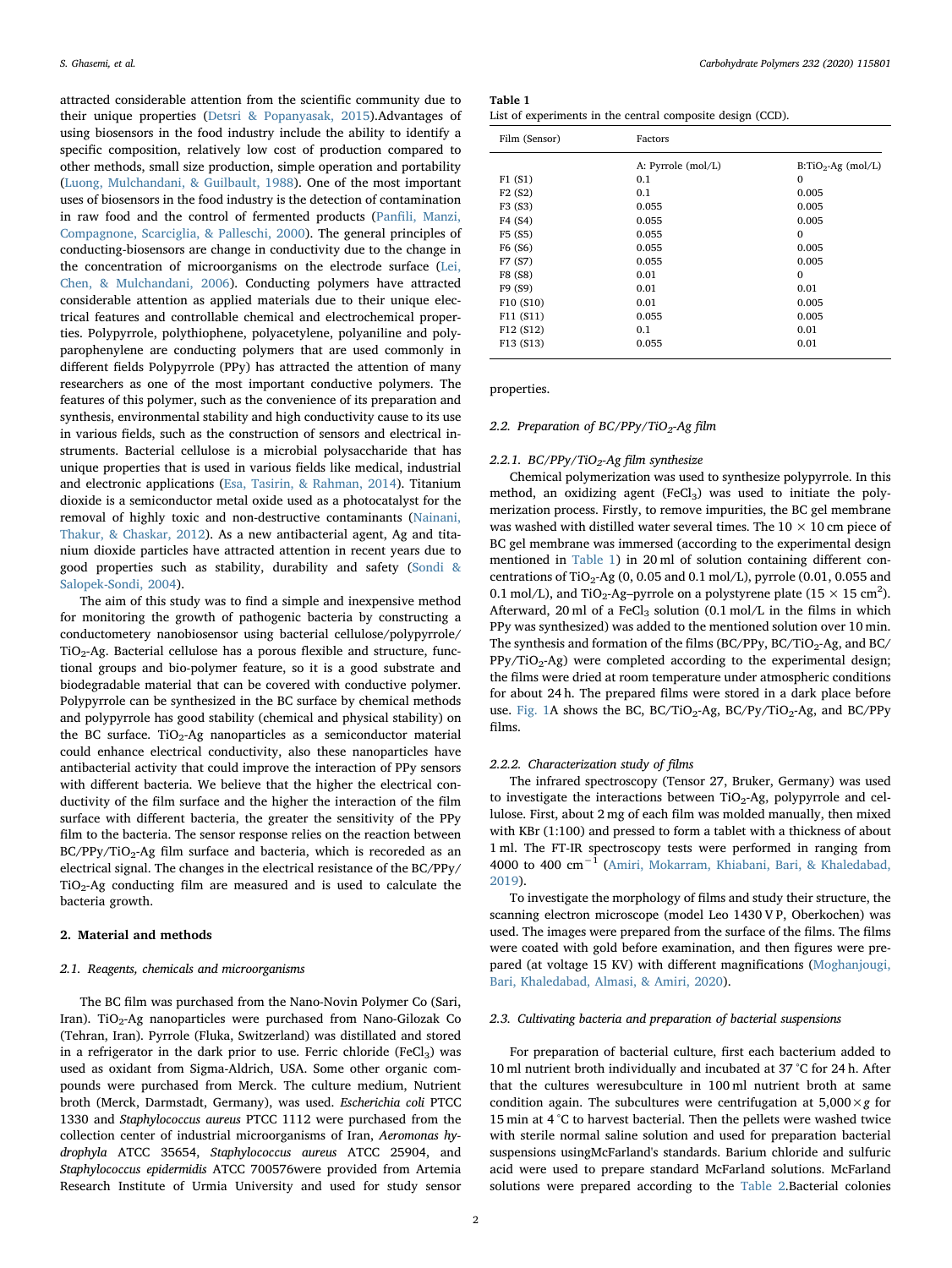attracted considerable attention from the scientific community due to their unique properties (Detsri & Popanyasak, 2015).Advantages of using biosensors in the food industry include the ability to identify a specific composition, relatively low cost of production compared to other methods, small size production, simple operation and portability (Luong, Mulchandani, & Guilbault, 1988). One of the most important uses of biosensors in the food industry is the detection of contamination in raw food and the control of fermented products (Panfili, Manzi, Compagnone, Scarciglia, & Palleschi, 2000). The general principles of conducting-biosensors are change in conductivity due to the change in the concentration of microorganisms on the electrode surface (Lei, Chen, & Mulchandani, 2006). Conducting polymers have attracted considerable attention as applied materials due to their unique electrical features and controllable chemical and electrochemical properties. Polypyrrole, polythiophene, polyacetylene, polyaniline and polyparophenylene are conducting polymers that are used commonly in different fields Polypyrrole (PPy) has attracted the attention of many researchers as one of the most important conductive polymers. The features of this polymer, such as the convenience of its preparation and synthesis, environmental stability and high conductivity cause to its use in various fields, such as the construction of sensors and electrical instruments. Bacterial cellulose is a microbial polysaccharide that has unique properties that is used in various fields like medical, industrial and electronic applications (Esa, Tasirin, & Rahman, 2014). Titanium dioxide is a semiconductor metal oxide used as a photocatalyst for the removal of highly toxic and non-destructive contaminants (Nainani, Thakur, & Chaskar, 2012). As a new antibacterial agent, Ag and titanium dioxide particles have attracted attention in recent years due to good properties such as stability, durability and safety (Sondi & Salopek-Sondi, 2004).

The aim of this study was to find a simple and inexpensive method for monitoring the growth of pathogenic bacteria by constructing a conductometery nanobiosensor using bacterial cellulose/polypyrrole/$TiO_2$-Ag. Bacterial cellulose has a porous flexible and structure, functional groups and bio-polymer feature, so it is a good substrate and biodegradable material that can be covered with conductive polymer. Polypyrrole can be synthesized in the BC surface by chemical methods and polypyrrole has good stability (chemical and physical stability) on the BC surface. $TiO_2$-Ag nanoparticles as a semiconductor material could enhance electrical conductivity, also these nanoparticles have antibacterial activity that could improve the interaction of PPy sensors with different bacteria. We believe that the higher the electrical conductivity of the film surface and the higher the interaction of the film surface with different bacteria, the greater the sensitivity of the PPy film to the bacteria. The sensor response relies on the reaction between BC/PPy/$TiO_2$-Ag film surface and bacteria, which is recoreded as an electrical signal. The changes in the electrical resistance of the BC/PPy/$TiO_2$-Ag conducting film are measured and is used to calculate the bacteria growth.

## 2. Material and methods

### 2.1. Reagents, chemicals and microorganisms

The BC film was purchased from the Nano-Novin Polymer Co (Sari, Iran). $TiO_2$-Ag nanoparticles were purchased from Nano-Gilozak Co (Tehran, Iran). Pyrrole (Fluka, Switzerland) was distilled and stored in a refrigerator in the dark prior to use. Ferric chloride ($FeCl_3$) was used as oxidant from Sigma-Aldrich, USA. Some other organic compounds were purchased from Merck. The culture medium, Nutrient broth (Merck, Darmstadt, Germany), was used. *Escherichia coli* PTCC 1330 and *Staphylococcus aureus* PTCC 1112 were purchased from the collection center of industrial microorganisms of Iran, *Aeromonas hydrophyla* ATCC 35654, *Staphylococcus aureus* ATCC 25904, and *Staphylococcus epidermidis* ATCC 700576were provided from Artemia Research Institute of Urmia University and used for study sensor properties.

**Table 1**
List of experiments in the central composite design (CCD).

| Film (Sensor) | Factors | |
|---|---|---|
| | A: Pyrrole (mol/L) | B:$TiO_2$-Ag (mol/L) |
| F1 (S1) | 0.1 | 0 |
| F2 (S2) | 0.1 | 0.005 |
| F3 (S3) | 0.055 | 0.005 |
| F4 (S4) | 0.055 | 0.005 |
| F5 (S5) | 0.055 | 0 |
| F6 (S6) | 0.055 | 0.005 |
| F7 (S7) | 0.055 | 0.005 |
| F8 (S8) | 0.01 | 0 |
| F9 (S9) | 0.01 | 0.01 |
| F10 (S10) | 0.01 | 0.005 |
| F11 (S11) | 0.055 | 0.005 |
| F12 (S12) | 0.1 | 0.01 |
| F13 (S13) | 0.055 | 0.01 |

### 2.2. Preparation of BC/PPy/$TiO_2$-Ag film

#### 2.2.1. BC/PPy/$TiO_2$-Ag film synthesize

Chemical polymerization was used to synthesize polypyrrole. In this method, an oxidizing agent ($FeCl_3$) was used to initiate the polymerization process. Firstly, to remove impurities, the BC gel membrane was washed with distilled water several times. The 10 × 10 cm piece of BC gel membrane was immersed (according to the experimental design mentioned in Table 1) in 20 ml of solution containing different concentrations of $TiO_2$-Ag (0, 0.05 and 0.1 mol/L), pyrrole (0.01, 0.055 and 0.1 mol/L), and $TiO_2$-Ag–pyrrole on a polystyrene plate (15 × 15 $cm^2$). Afterward, 20 ml of a $FeCl_3$ solution (0.1 mol/L in the films in which PPy was synthesized) was added to the mentioned solution over 10 min. The synthesis and formation of the films (BC/PPy, BC/$TiO_2$-Ag, and BC/PPy/$TiO_2$-Ag) were completed according to the experimental design; the films were dried at room temperature under atmospheric conditions for about 24 h. The prepared films were stored in a dark place before use. Fig. 1A shows the BC, BC/$TiO_2$-Ag, BC/Py/$TiO_2$-Ag, and BC/PPy films.

#### 2.2.2. Characterization study of films

The infrared spectroscopy (Tensor 27, Bruker, Germany) was used to investigate the interactions between $TiO_2$-Ag, polypyrrole and cellulose. First, about 2 mg of each film was molded manually, then mixed with KBr (1:100) and pressed to form a tablet with a thickness of about 1 ml. The FT-IR spectroscopy tests were performed in ranging from 4000 to 400 $cm^{-1}$ (Amiri, Mokarram, Khiabani, Bari, & Khaledabad, 2019).

To investigate the morphology of films and study their structure, the scanning electron microscope (model Leo 1430 V P, Oberkochen) was used. The images were prepared from the surface of the films. The films were coated with gold before examination, and then figures were prepared (at voltage 15 KV) with different magnifications (Moghanjougi, Bari, Khaledabad, Almasi, & Amiri, 2020).

### 2.3. Cultivating bacteria and preparation of bacterial suspensions

For preparation of bacterial culture, first each bacterium added to 10 ml nutrient broth individually and incubated at 37 °C for 24 h. After that the cultures weresubculture in 100 ml nutrient broth at same condition again. The subcultures were centrifugation at 5,000 × g for 15 min at 4 °C to harvest bacterial. Then the pellets were washed twice with sterile normal saline solution and used for preparation bacterial suspensions usingMcFarland's standards. Barium chloride and sulfuric acid were used to prepare standard McFarland solutions. McFarland solutions were prepared according to the Table 2.Bacterial colonies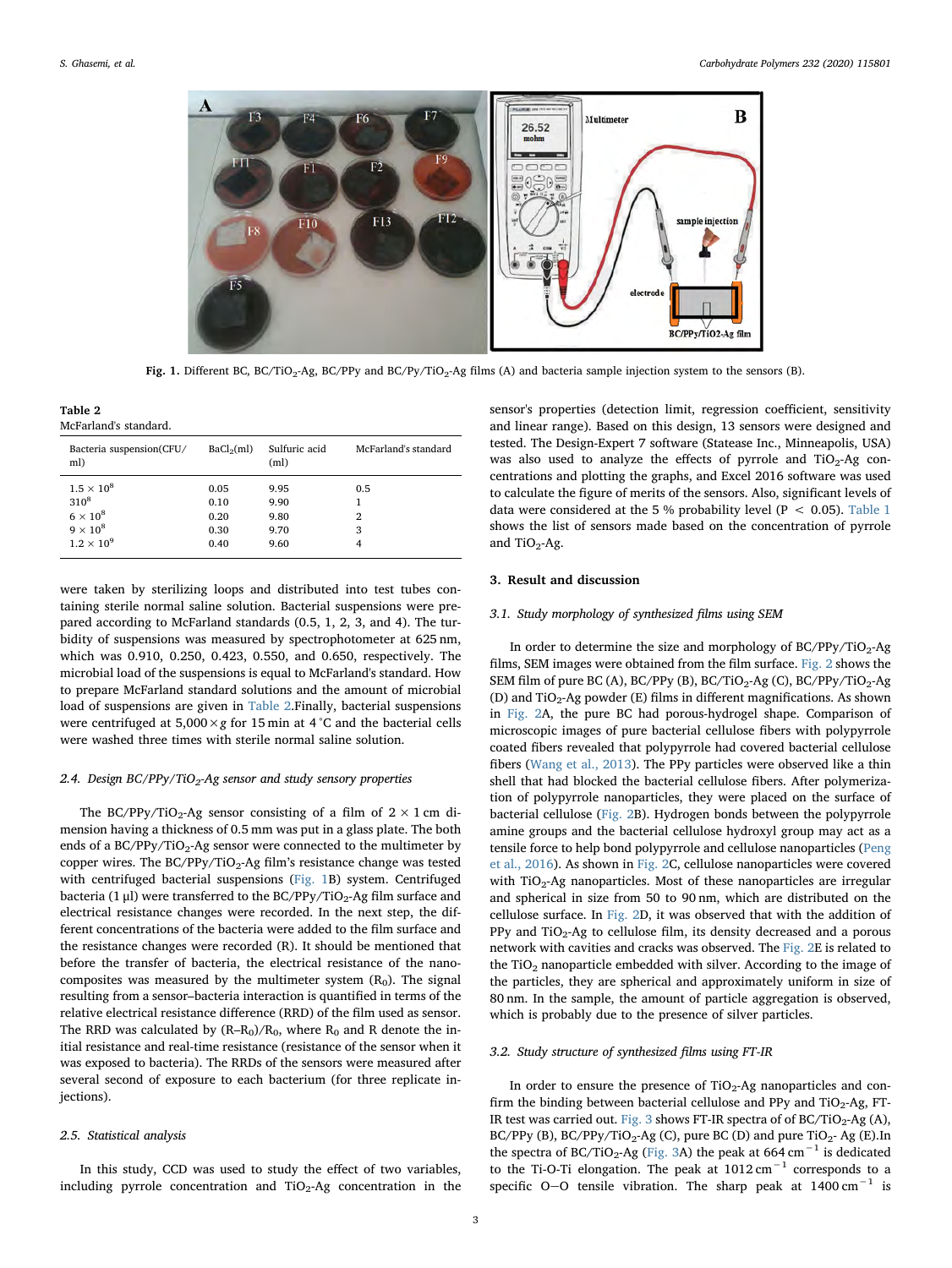Fig. 1. Different BC, BC/$TiO_2$-Ag, BC/PPy and BC/Py/$TiO_2$-Ag films (A) and bacteria sample injection system to the sensors (B).

**Table 2**
McFarland's standard.

| Bacteria suspension(CFU/ml) | $BaCl_2$(ml) | Sulfuric acid (ml) | McFarland's standard |
|---|---|---|---|
| $1.5 \times 10^8$ | 0.05 | 9.95 | 0.5 |
| $310^8$ | 0.10 | 9.90 | 1 |
| $6 \times 10^8$ | 0.20 | 9.80 | 2 |
| $9 \times 10^8$ | 0.30 | 9.70 | 3 |
| $1.2 \times 10^9$ | 0.40 | 9.60 | 4 |

were taken by sterilizing loops and distributed into test tubes containing sterile normal saline solution. Bacterial suspensions were prepared according to McFarland standards (0.5, 1, 2, 3, and 4). The turbidity of suspensions was measured by spectrophotometer at 625 nm, which was 0.910, 0.250, 0.423, 0.550, and 0.650, respectively. The microbial load of the suspensions is equal to McFarland's standard. How to prepare McFarland standard solutions and the amount of microbial load of suspensions are given in Table 2.Finally, bacterial suspensions were centrifuged at 5,000 × *g* for 15 min at 4 °C and the bacterial cells were washed three times with sterile normal saline solution.

### 2.4. Design BC/PPy/$TiO_2$-Ag sensor and study sensory properties

The BC/PPy/$TiO_2$-Ag sensor consisting of a film of 2 × 1 cm dimension having a thickness of 0.5 mm was put in a glass plate. The both ends of a BC/PPy/$TiO_2$-Ag sensor were connected to the multimeter by copper wires. The BC/PPy/$TiO_2$-Ag film's resistance change was tested with centrifuged bacterial suspensions (Fig. 1B) system. Centrifuged bacteria (1 μl) were transferred to the BC/PPy/$TiO_2$-Ag film surface and electrical resistance changes were recorded. In the next step, the different concentrations of the bacteria were added to the film surface and the resistance changes were recorded (R). It should be mentioned that before the transfer of bacteria, the electrical resistance of the nanocomposites was measured by the multimeter system ($R_0$). The signal resulting from a sensor–bacteria interaction is quantified in terms of the relative electrical resistance difference (RRD) of the film used as sensor. The RRD was calculated by $(R–R_0)/R_0$, where $R_0$ and R denote the initial resistance and real-time resistance (resistance of the sensor when it was exposed to bacteria). The RRDs of the sensors were measured after several second of exposure to each bacterium (for three replicate injections).

### 2.5. Statistical analysis

In this study, CCD was used to study the effect of two variables, including pyrrole concentration and $TiO_2$-Ag concentration in the sensor's properties (detection limit, regression coefficient, sensitivity and linear range). Based on this design, 13 sensors were designed and tested. The Design-Expert 7 software (Statease Inc., Minneapolis, USA) was also used to analyze the effects of pyrrole and $TiO_2$-Ag concentrations and plotting the graphs, and Excel 2016 software was used to calculate the figure of merits of the sensors. Also, significant levels of data were considered at the 5 % probability level ($P < 0.05$). Table 1 shows the list of sensors made based on the concentration of pyrrole and $TiO_2$-Ag.

## 3. Result and discussion

### 3.1. Study morphology of synthesized films using SEM

In order to determine the size and morphology of BC/PPy/$TiO_2$-Ag films, SEM images were obtained from the film surface. Fig. 2 shows the SEM film of pure BC (A), BC/PPy (B), BC/$TiO_2$-Ag (C), BC/PPy/$TiO_2$-Ag (D) and $TiO_2$-Ag powder (E) films in different magnifications. As shown in Fig. 2A, the pure BC had porous-hydrogel shape. Comparison of microscopic images of pure bacterial cellulose fibers with polypyrrole coated fibers revealed that polypyrrole had covered bacterial cellulose fibers (Wang et al., 2013). The PPy particles were observed like a thin shell that had blocked the bacterial cellulose fibers. After polymerization of polypyrrole nanoparticles, they were placed on the surface of bacterial cellulose (Fig. 2B). Hydrogen bonds between the polypyrrole amine groups and the bacterial cellulose hydroxyl group may act as a tensile force to help bond polypyrrole and cellulose nanoparticles (Peng et al., 2016). As shown in Fig. 2C, cellulose nanoparticles were covered with $TiO_2$-Ag nanoparticles. Most of these nanoparticles are irregular and spherical in size from 50 to 90 nm, which are distributed on the cellulose surface. In Fig. 2D, it was observed that with the addition of PPy and $TiO_2$-Ag to cellulose film, its density decreased and a porous network with cavities and cracks was observed. The Fig. 2E is related to the $TiO_2$ nanoparticle embedded with silver. According to the image of the particles, they are spherical and approximately uniform in size of 80 nm. In the sample, the amount of particle aggregation is observed, which is probably due to the presence of silver particles.

### 3.2. Study structure of synthesized films using FT-IR

In order to ensure the presence of $TiO_2$-Ag nanoparticles and confirm the binding between bacterial cellulose and PPy and $TiO_2$-Ag, FT-IR test was carried out. Fig. 3 shows FT-IR spectra of of BC/$TiO_2$-Ag (A), BC/PPy (B), BC/PPy/$TiO_2$-Ag (C), pure BC (D) and pure $TiO_2$- Ag (E).In the spectra of BC/$TiO_2$-Ag (Fig. 3A) the peak at 664 $cm^{-1}$ is dedicated to the Ti-O-Ti elongation. The peak at 1012 $cm^{-1}$ corresponds to a specific O—O tensile vibration. The sharp peak at 1400 $cm^{-1}$ is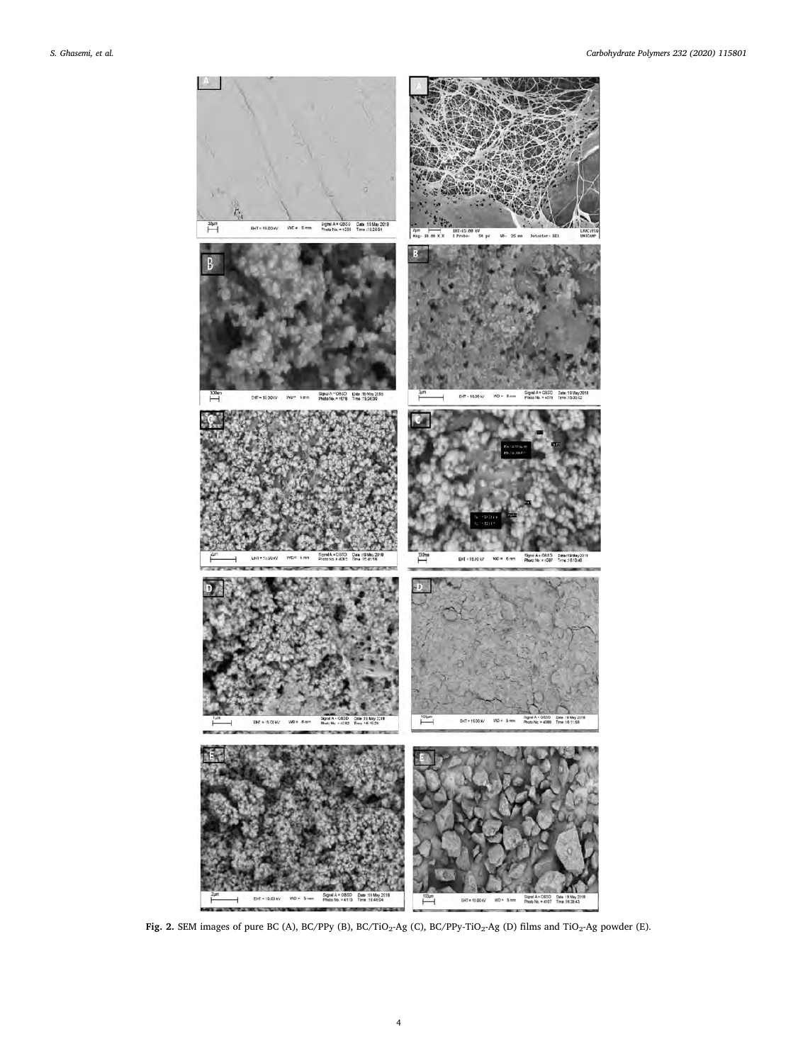**Fig. 2.** SEM images of pure BC (A), BC/PPy (B), BC/$TiO_2$-Ag (C), BC/PPy-$TiO_2$-Ag (D) films and $TiO_2$-Ag powder (E).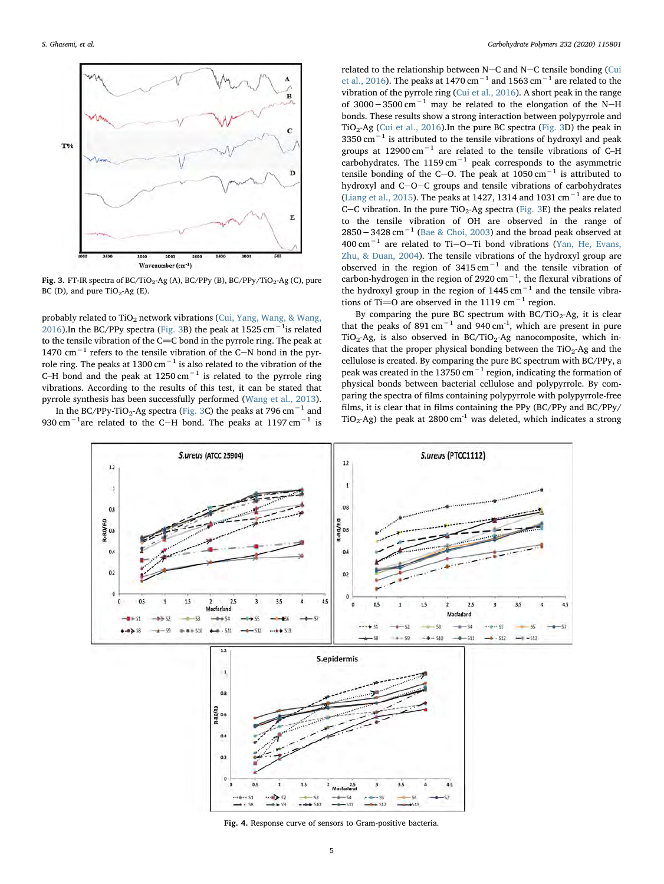**Fig. 3.** FT-IR spectra of BC/$TiO_2$-Ag (A), BC/PPy (B), BC/PPy/$TiO_2$-Ag (C), pure BC (D), and pure $TiO_2$-Ag (E).

probably related to $TiO_2$ network vibrations (Cui, Yang, Wang, & Wang, 2016).In the BC/PPy spectra (Fig. 3B) the peak at 1525 $cm^{-1}$is related to the tensile vibration of the C═C bond in the pyrrole ring. The peak at 1470 $cm^{-1}$ refers to the tensile vibration of the C─N bond in the pyrrole ring. The peaks at 1300 $cm^{-1}$ is also related to the vibration of the C–H bond and the peak at 1250 $cm^{-1}$ is related to the pyrrole ring vibrations. According to the results of this test, it can be stated that pyrrole synthesis has been successfully performed (Wang et al., 2013).

In the BC/PPy-$TiO_2$-Ag spectra (Fig. 3C) the peaks at 796 $cm^{-1}$ and 930 $cm^{-1}$are related to the C─H bond. The peaks at 1197 $cm^{-1}$ is related to the relationship between N─C and N─C tensile bonding (Cui et al., 2016). The peaks at 1470 $cm^{-1}$ and 1563 $cm^{-1}$ are related to the vibration of the pyrrole ring (Cui et al., 2016). A short peak in the range of 3000 − 3500 $cm^{-1}$ may be related to the elongation of the N─H bonds. These results show a strong interaction between polypyrrole and $TiO_2$-Ag (Cui et al., 2016).In the pure BC spectra (Fig. 3D) the peak in 3350 $cm^{-1}$ is attributed to the tensile vibrations of hydroxyl and peak groups at 12900 $cm^{-1}$ are related to the tensile vibrations of C–H carbohydrates. The 1159 $cm^{-1}$ peak corresponds to the asymmetric tensile bonding of the C─O. The peak at 1050 $cm^{-1}$ is attributed to hydroxyl and C─O─C groups and tensile vibrations of carbohydrates (Liang et al., 2015). The peaks at 1427, 1314 and 1031 $cm^{-1}$ are due to C─C vibration. In the pure $TiO_2$-Ag spectra (Fig. 3E) the peaks related to the tensile vibration of OH are observed in the range of 2850 − 3428 $cm^{-1}$ (Bae & Choi, 2003) and the broad peak observed at 400 $cm^{-1}$ are related to Ti─O─Ti bond vibrations (Yan, He, Evans, Zhu, & Duan, 2004). The tensile vibrations of the hydroxyl group are observed in the region of 3415 $cm^{-1}$ and the tensile vibration of carbon-hydrogen in the region of 2920 $cm^{-1}$, the flexural vibrations of the hydroxyl group in the region of 1445 $cm^{-1}$ and the tensile vibrations of Ti═O are observed in the 1119 $cm^{-1}$ region.

By comparing the pure BC spectrum with BC/$TiO_2$-Ag, it is clear that the peaks of 891 $cm^{-1}$ and 940 $cm^{-1}$, which are present in pure $TiO_2$-Ag, is also observed in BC/$TiO_2$-Ag nanocomposite, which indicates that the proper physical bonding between the $TiO_2$-Ag and the cellulose is created. By comparing the pure BC spectrum with BC/PPy, a peak was created in the 13750 $cm^{-1}$ region, indicating the formation of physical bonds between bacterial cellulose and polypyrrole. By comparing the spectra of films containing polypyrrole with polypyrrole-free films, it is clear that in films containing the PPy (BC/PPy and BC/PPy/$TiO_2$-Ag) the peak at 2800 $cm^{-1}$ was deleted, which indicates a strong

**Fig. 4.** Response curve of sensors to Gram-positive bacteria.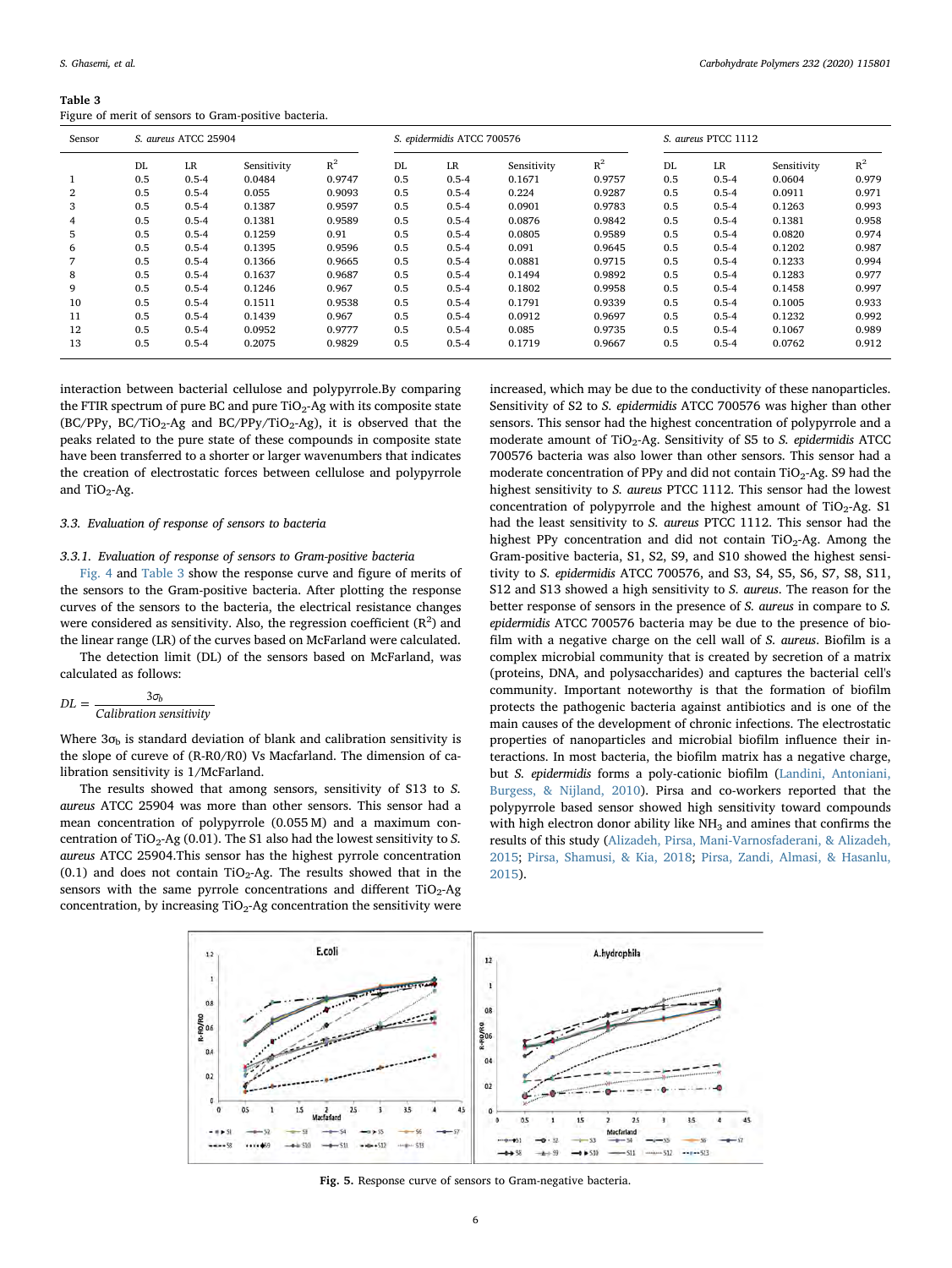**Table 3**
Figure of merit of sensors to Gram-positive bacteria.

| Sensor | *S. aureus* ATCC 25904 | | | | *S. epidermidis* ATCC 700576 | | | | *S. aureus* PTCC 1112 | | | |
|---|---|---|---|---|---|---|---|---|---|---|---|---|
| | DL | LR | Sensitivity | $R^2$ | DL | LR | Sensitivity | $R^2$ | DL | LR | Sensitivity | $R^2$ |
| 1 | 0.5 | 0.5-4 | 0.0484 | 0.9747 | 0.5 | 0.5-4 | 0.1671 | 0.9757 | 0.5 | 0.5-4 | 0.0604 | 0.979 |
| 2 | 0.5 | 0.5-4 | 0.055 | 0.9093 | 0.5 | 0.5-4 | 0.224 | 0.9287 | 0.5 | 0.5-4 | 0.0911 | 0.971 |
| 3 | 0.5 | 0.5-4 | 0.1387 | 0.9597 | 0.5 | 0.5-4 | 0.0901 | 0.9783 | 0.5 | 0.5-4 | 0.1263 | 0.993 |
| 4 | 0.5 | 0.5-4 | 0.1381 | 0.9589 | 0.5 | 0.5-4 | 0.0876 | 0.9842 | 0.5 | 0.5-4 | 0.1381 | 0.958 |
| 5 | 0.5 | 0.5-4 | 0.1259 | 0.91 | 0.5 | 0.5-4 | 0.0805 | 0.9589 | 0.5 | 0.5-4 | 0.0820 | 0.974 |
| 6 | 0.5 | 0.5-4 | 0.1395 | 0.9596 | 0.5 | 0.5-4 | 0.091 | 0.9645 | 0.5 | 0.5-4 | 0.1202 | 0.987 |
| 7 | 0.5 | 0.5-4 | 0.1366 | 0.9665 | 0.5 | 0.5-4 | 0.0881 | 0.9715 | 0.5 | 0.5-4 | 0.1233 | 0.994 |
| 8 | 0.5 | 0.5-4 | 0.1637 | 0.9687 | 0.5 | 0.5-4 | 0.1494 | 0.9892 | 0.5 | 0.5-4 | 0.1283 | 0.977 |
| 9 | 0.5 | 0.5-4 | 0.1246 | 0.967 | 0.5 | 0.5-4 | 0.1802 | 0.9958 | 0.5 | 0.5-4 | 0.1458 | 0.997 |
| 10 | 0.5 | 0.5-4 | 0.1511 | 0.9538 | 0.5 | 0.5-4 | 0.1791 | 0.9339 | 0.5 | 0.5-4 | 0.1005 | 0.933 |
| 11 | 0.5 | 0.5-4 | 0.1439 | 0.967 | 0.5 | 0.5-4 | 0.0912 | 0.9697 | 0.5 | 0.5-4 | 0.1232 | 0.992 |
| 12 | 0.5 | 0.5-4 | 0.0952 | 0.9777 | 0.5 | 0.5-4 | 0.085 | 0.9735 | 0.5 | 0.5-4 | 0.1067 | 0.989 |
| 13 | 0.5 | 0.5-4 | 0.2075 | 0.9829 | 0.5 | 0.5-4 | 0.1719 | 0.9667 | 0.5 | 0.5-4 | 0.0762 | 0.912 |

interaction between bacterial cellulose and polypyrrole.By comparing the FTIR spectrum of pure BC and pure $TiO_2$-Ag with its composite state (BC/PPy, BC/$TiO_2$-Ag and BC/PPy/$TiO_2$-Ag), it is observed that the peaks related to the pure state of these compounds in composite state have been transferred to a shorter or larger wavenumbers that indicates the creation of electrostatic forces between cellulose and polypyrrole and $TiO_2$-Ag.

### 3.3. Evaluation of response of sensors to bacteria

#### 3.3.1. Evaluation of response of sensors to Gram-positive bacteria

Fig. 4 and Table 3 show the response curve and figure of merits of the sensors to the Gram-positive bacteria. After plotting the response curves of the sensors to the bacteria, the electrical resistance changes were considered as sensitivity. Also, the regression coefficient ($R^2$) and the linear range (LR) of the curves based on McFarland were calculated.

The detection limit (DL) of the sensors based on McFarland, was calculated as follows:

$$DL = \frac{3\sigma_b}{Calibration\ sensitivity}$$

Where $3\sigma_b$ is standard deviation of blank and calibration sensitivity is the slope of cureve of (R-R0/R0) Vs Macfarland. The dimension of calibration sensitivity is 1/McFarland.

The results showed that among sensors, sensitivity of S13 to *S. aureus* ATCC 25904 was more than other sensors. This sensor had a mean concentration of polypyrrole (0.055 M) and a maximum concentration of $TiO_2$-Ag (0.01). The S1 also had the lowest sensitivity to *S. aureus* ATCC 25904.This sensor has the highest pyrrole concentration (0.1) and does not contain $TiO_2$-Ag. The results showed that in the sensors with the same pyrrole concentrations and different $TiO_2$-Ag concentration, by increasing $TiO_2$-Ag concentration the sensitivity were increased, which may be due to the conductivity of these nanoparticles. Sensitivity of S2 to *S. epidermidis* ATCC 700576 was higher than other sensors. This sensor had the highest concentration of polypyrrole and a moderate amount of $TiO_2$-Ag. Sensitivity of S5 to *S. epidermidis* ATCC 700576 bacteria was also lower than other sensors. This sensor had a moderate concentration of PPy and did not contain $TiO_2$-Ag. S9 had the highest sensitivity to *S. aureus* PTCC 1112. This sensor had the lowest concentration of polypyrrole and the highest amount of $TiO_2$-Ag. S1 had the least sensitivity to *S. aureus* PTCC 1112. This sensor had the highest PPy concentration and did not contain $TiO_2$-Ag. Among the Gram-positive bacteria, S1, S2, S9, and S10 showed the highest sensitivity to *S. epidermidis* ATCC 700576, and S3, S4, S5, S6, S7, S8, S11, S12 and S13 showed a high sensitivity to *S. aureus*. The reason for the better response of sensors in the presence of *S. aureus* in compare to *S. epidermidis* ATCC 700576 bacteria may be due to the presence of biofilm with a negative charge on the cell wall of *S. aureus*. Biofilm is a complex microbial community that is created by secretion of a matrix (proteins, DNA, and polysaccharides) and captures the bacterial cell's community. Important noteworthy is that the formation of biofilm protects the pathogenic bacteria against antibiotics and is one of the main causes of the development of chronic infections. The electrostatic properties of nanoparticles and microbial biofilm influence their interactions. In most bacteria, the biofilm matrix has a negative charge, but *S. epidermidis* forms a poly-cationic biofilm (Landini, Antoniani, Burgess, & Nijland, 2010). Pirsa and co-workers reported that the polypyrrole based sensor showed high sensitivity toward compounds with high electron donor ability like $NH_3$ and amines that confirms the results of this study (Alizadeh, Pirsa, Mani-Varnosfaderani, & Alizadeh, 2015; Pirsa, Shamusi, & Kia, 2018; Pirsa, Zandi, Almasi, & Hasanlu, 2015).

**Fig. 5.** Response curve of sensors to Gram-negative bacteria.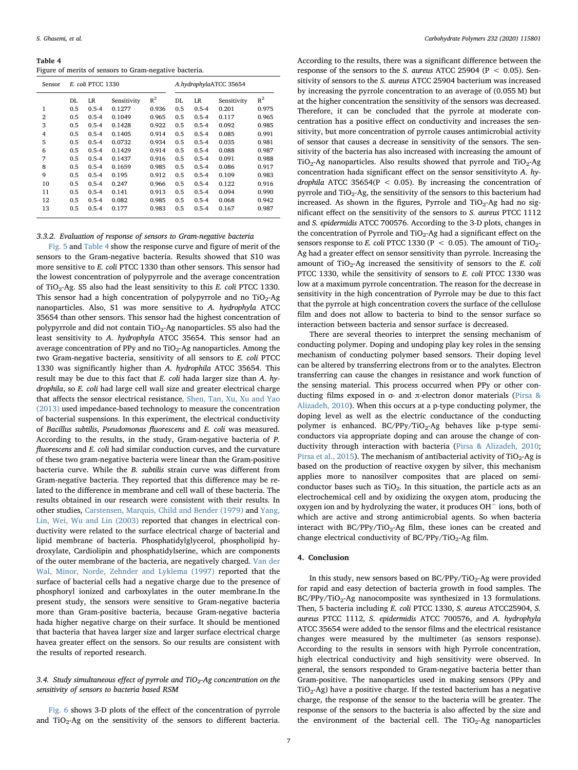**Table 4**
Figure of merits of sensors to Gram-negative bacteria.

| Sensor | *E. coli* PTCC 1330 | | | | *A.hydrophyla*ATCC 35654 | | | |
|---|---|---|---|---|---|---|---|---|
| | DL | LR | Sensitivity | $R^2$ | DL | LR | Sensitivity | $R^2$ |
| 1 | 0.5 | 0.5-4 | 0.1277 | 0.936 | 0.5 | 0.5-4 | 0.201 | 0.975 |
| 2 | 0.5 | 0.5-4 | 0.1049 | 0.965 | 0.5 | 0.5-4 | 0.117 | 0.965 |
| 3 | 0.5 | 0.5-4 | 0.1428 | 0.922 | 0.5 | 0.5-4 | 0.092 | 0.985 |
| 4 | 0.5 | 0.5-4 | 0.1405 | 0.914 | 0.5 | 0.5-4 | 0.085 | 0.991 |
| 5 | 0.5 | 0.5-4 | 0.0732 | 0.934 | 0.5 | 0.5-4 | 0.035 | 0.981 |
| 6 | 0.5 | 0.5-4 | 0.1429 | 0.914 | 0.5 | 0.5-4 | 0.088 | 0.987 |
| 7 | 0.5 | 0.5-4 | 0.1437 | 0.916 | 0.5 | 0.5-4 | 0.091 | 0.988 |
| 8 | 0.5 | 0.5-4 | 0.1659 | 0.985 | 0.5 | 0.5-4 | 0.086 | 0.917 |
| 9 | 0.5 | 0.5-4 | 0.195 | 0.912 | 0.5 | 0.5-4 | 0.109 | 0.983 |
| 10 | 0.5 | 0.5-4 | 0.247 | 0.966 | 0.5 | 0.5-4 | 0.122 | 0.916 |
| 11 | 0.5 | 0.5-4 | 0.141 | 0.913 | 0.5 | 0.5-4 | 0.094 | 0.990 |
| 12 | 0.5 | 0.5-4 | 0.082 | 0.985 | 0.5 | 0.5-4 | 0.068 | 0.942 |
| 13 | 0.5 | 0.5-4 | 0.177 | 0.983 | 0.5 | 0.5-4 | 0.167 | 0.987 |

### 3.3.2. Evaluation of response of sensors to Gram-negative bacteria

Fig. 5 and Table 4 show the response curve and figure of merit of the sensors to the Gram-negative bacteria. Results showed that S10 was more sensitive to *E. coli* PTCC 1330 than other sensors. This sensor had the lowest concentration of polypyrrole and the average concentration of $TiO_2$-Ag. S5 also had the least sensitivity to this *E. coli* PTCC 1330. This sensor had a high concentration of polypyrrole and no $TiO_2$-Ag nanoparticles. Also, S1 was more sensitive to *A. hydrophyla* ATCC 35654 than other sensors. This sensor had the highest concentration of polypyrrole and did not contain $TiO_2$-Ag nanoparticles. S5 also had the least sensitivity to *A. hydrophyla* ATCC 35654. This sensor had an average concentration of PPy and no $TiO_2$-Ag nanoparticles. Among the two Gram-negative bacteria, sensitivity of all sensors to *E. coli* PTCC 1330 was significantly higher than *A. hydrophila* ATCC 35654. This result may be due to this fact that *E. coli* hada larger size than *A. hydrophila*, so *E. coli* had large cell wall size and greater electrical charge that affects the sensor electrical resistance. Shen, Tan, Xu, Xu and Yao (2013) used impedance-based technology to measure the concentration of bacterial suspensions. In this experiment, the electrical conductivity of *Bacillus subtilis*, *Pseudomonas fluorescens* and *E. coli* was measured. According to the results, in the study, Gram-negative bacteria of *P. fluorescens* and *E. coli* had similar conduction curves, and the curvature of these two gram-negative bacteria were linear than the Gram-positive bacteria curve. While the *B. subtilis* strain curve was different from Gram-negative bacteria. They reported that this difference may be related to the difference in membrane and cell wall of these bacteria. The results obtained in our research were consistent with their results. In other studies, Carstensen, Marquis, Child and Bender (1979) and Yang, Lin, Wei, Wu and Lin (2003) reported that changes in electrical conductivity were related to the surface electrical charge of bacterial and lipid membrane of bacteria. Phosphatidylglycerol, phospholipid hydroxylate, Cardiolipin and phosphatidylserine, which are components of the outer membrane of the bacteria, are negatively charged. Van der Wal, Minor, Norde, Zehnder and Lyklema (1997) reported that the surface of bacterial cells had a negative charge due to the presence of phosphoryl ionized and carboxylates in the outer membrane.In the present study, the sensors were sensitive to Gram-negative bacteria more than Gram-positive bacteria, because Gram-negative bacteria hada higher negative charge on their surface. It should be mentioned that bacteria that havea larger size and larger surface electrical charge havea greater effect on the sensors. So our results are consistent with the results of reported research.

### 3.4. Study simultaneous effect of pyrrole and $TiO_2$-Ag concentration on the sensitivity of sensors to bacteria based RSM

Fig. 6 shows 3-D plots of the effect of the concentration of pyrrole and $TiO_2$-Ag on the sensitivity of the sensors to different bacteria. According to the results, there was a significant difference between the response of the sensors to the *S. aureus* ATCC 25904 ($P < 0.05$). Sensitivity of sensors to the *S. aureus* ATCC 25904 bacterium was increased by increasing the pyrrole concentration to an average of (0.055 M) but at the higher concentration the sensitivity of the sensors was decreased. Therefore, it can be concluded that the pyrrole at moderate concentration has a positive effect on conductivity and increases the sensitivity, but more concentration of pyrrole causes antimicrobial activity of sensor that causes a decrease in sensitivity of the sensors. The sensitivity of the bacteria has also increased with increasing the amount of $TiO_2$-Ag nanoparticles. Also results showed that pyrrole and $TiO_2$-Ag concentration hada significant effect on the sensor sensitivityto *A. hydrophila* ATCC 35654($P < 0.05$). By increasing the concentration of pyrrole and $TiO_2$-Ag, the sensitivity of the sensors to this bacterium had increased. As shown in the figures, Pyrrole and $TiO_2$-Ag had no significant effect on the sensitivity of the sensors to *S. aureus* PTCC 1112 and *S. epidermidis* ATCC 700576. According to the 3-D plots, changes in the concentration of Pyrrole and $TiO_2$-Ag had a significant effect on the sensors response to *E. coli* PTCC 1330 ($P < 0.05$). The amount of $TiO_2$-Ag had a greater effect on sensor sensitivity than pyrrole. Increasing the amount of $TiO_2$-Ag increased the sensitivity of sensors to the *E. coli* PTCC 1330, while the sensitivity of sensors to *E. coli* PTCC 1330 was low at a maximum pyrrole concentration. The reason for the decrease in sensitivity in the high concentration of Pyrrole may be due to this fact that the pyrrole at high concentration covers the surface of the cellulose film and does not allow to bacteria to bind to the sensor surface so interaction between bacteria and sensor surface is decreased.

There are several theories to interpret the sensing mechanism of conducting polymer. Doping and undoping play key roles in the sensing mechanism of conducting polymer based sensors. Their doping level can be altered by transferring electrons from or to the analytes. Electron transferring can cause the changes in resistance and work function of the sensing material. This process occurred when PPy or other conducting films exposed in σ- and π-electron donor materials (Pirsa & Alizadeh, 2010). When this occurs at a p-type conducting polymer, the doping level as well as the electric conductance of the conducting polymer is enhanced. BC/PPy/$TiO_2$-Ag behaves like p-type semiconductors via appropriate doping and can arouse the change of conductivity through interaction with bacteria (Pirsa & Alizadeh, 2010; Pirsa et al., 2015). The mechanism of antibacterial activity of $TiO_2$-Ag is based on the production of reactive oxygen by silver, this mechanism applies more to nanosilver composites that are placed on semiconductor bases such as $TiO_2$. In this situation, the particle acts as an electrochemical cell and by oxidizing the oxygen atom, producing the oxygen ion and by hydrolyzing the water, it produces $OH^-$ ions, both of which are active and strong antimicrobial agents. So when bacteria interact with BC/PPy/$TiO_2$-Ag film, these iones can be created and change electrical conductivity of BC/PPy/$TiO_2$-Ag film.

## 4. Conclusion

In this study, new sensors based on BC/PPy/$TiO_2$-Ag were provided for rapid and easy detection of bacteria growth in food samples. The BC/PPy/$TiO_2$-Ag nanocomposite was synthesized in 13 formulations. Then, 5 bacteria including *E. coli* PTCC 1330, *S. aureus* ATCC25904, *S. aureus* PTCC 1112, *S. epidermidis* ATCC 700576, and *A. hydrophyla* ATCC 35654 were added to the sensor films and the electrical resistance changes were measured by the multimeter (as sensors response). According to the results in sensors with high Pyrrole concentration, high electrical conductivity and high sensitivity were observed. In general, the sensors responded to Gram-negative bacteria better than Gram-positive. The nanoparticles used in making sensors (PPy and $TiO_2$-Ag) have a positive charge. If the tested bacterium has a negative charge, the response of the sensor to the bacteria will be greater. The response of the sensors to the bacteria is also affected by the size and the environment of the bacterial cell. The $TiO_2$-Ag nanoparticles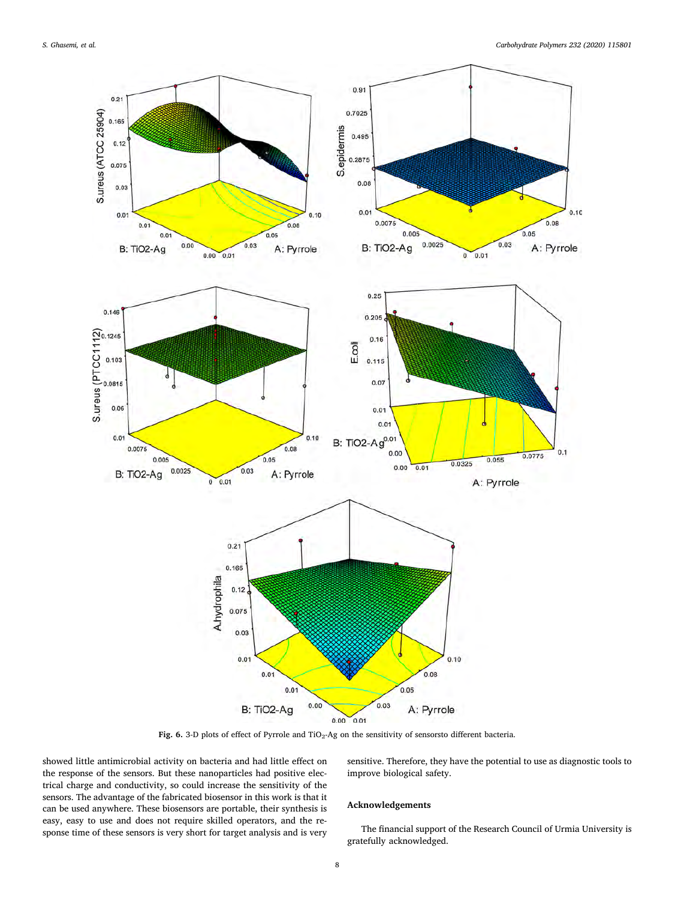**Fig. 6.** 3-D plots of effect of Pyrrole and $TiO_2$-Ag on the sensitivity of sensorsto different bacteria.

showed little antimicrobial activity on bacteria and had little effect on the response of the sensors. But these nanoparticles had positive electrical charge and conductivity, so could increase the sensitivity of the sensors. The advantage of the fabricated biosensor in this work is that it can be used anywhere. These biosensors are portable, their synthesis is easy, easy to use and does not require skilled operators, and the response time of these sensors is very short for target analysis and is very sensitive. Therefore, they have the potential to use as diagnostic tools to improve biological safety.

## Acknowledgements

The financial support of the Research Council of Urmia University is gratefully acknowledged.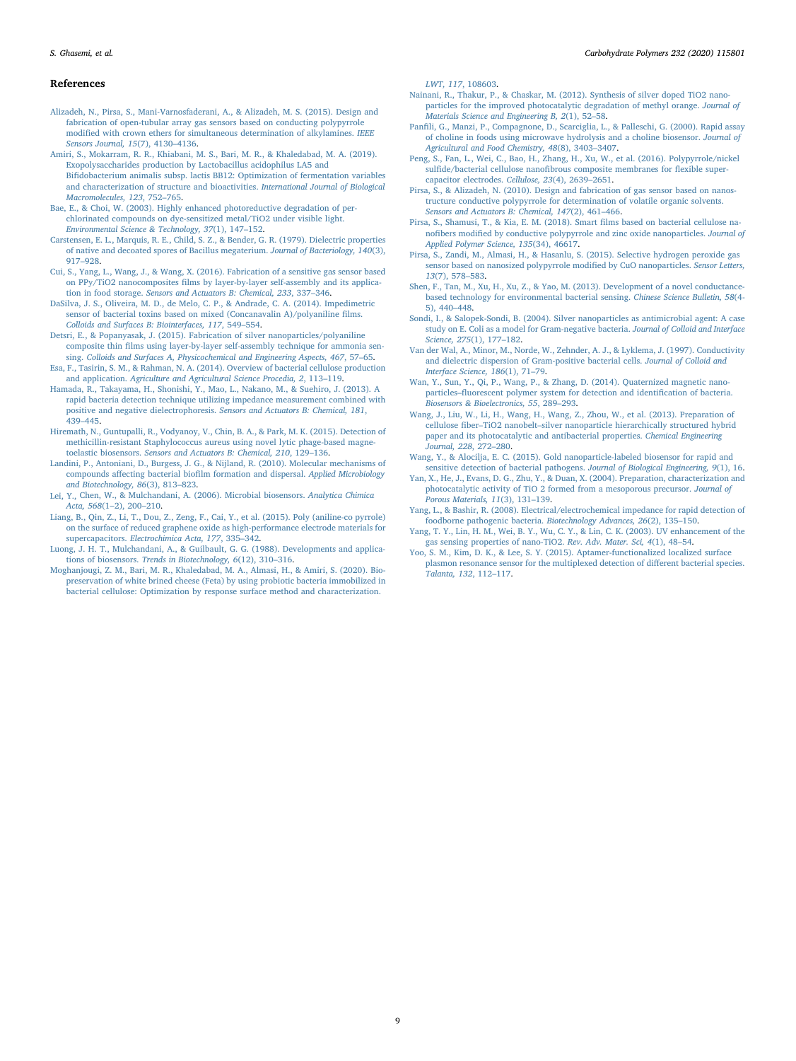## References

Alizadeh, N., Pirsa, S., Mani-Varnosfaderani, A., & Alizadeh, M. S. (2015). Design and fabrication of open-tubular array gas sensors based on conducting polypyrrole modified with crown ethers for simultaneous determination of alkylamines. *IEEE Sensors Journal, 15*(7), 4130–4136.

Amiri, S., Mokarram, R. R., Khiabani, M. S., Bari, M. R., & Khaledabad, M. A. (2019). Exopolysaccharides production by Lactobacillus acidophilus LA5 and Bifidobacterium animalis subsp. lactis BB12: Optimization of fermentation variables and characterization of structure and bioactivities. *International Journal of Biological Macromolecules, 123*, 752–765.

Bae, E., & Choi, W. (2003). Highly enhanced photoreductive degradation of perchlorinated compounds on dye-sensitized metal/TiO2 under visible light. *Environmental Science & Technology, 37*(1), 147–152.

Carstensen, E. L., Marquis, R. E., Child, S. Z., & Bender, G. R. (1979). Dielectric properties of native and decoated spores of Bacillus megaterium. *Journal of Bacteriology, 140*(3), 917–928.

Cui, S., Yang, L., Wang, J., & Wang, X. (2016). Fabrication of a sensitive gas sensor based on PPy/TiO2 nanocomposites films by layer-by-layer self-assembly and its application in food storage. *Sensors and Actuators B: Chemical, 233*, 337–346.

DaSilva, J. S., Oliveira, M. D., de Melo, C. P., & Andrade, C. A. (2014). Impedimetric sensor of bacterial toxins based on mixed (Concanavalin A)/polyaniline films. *Colloids and Surfaces B: Biointerfaces, 117*, 549–554.

Detsri, E., & Popanyasak, J. (2015). Fabrication of silver nanoparticles/polyaniline composite thin films using layer-by-layer self-assembly technique for ammonia sensing. *Colloids and Surfaces A, Physicochemical and Engineering Aspects, 467*, 57–65.

Esa, F., Tasirin, S. M., & Rahman, N. A. (2014). Overview of bacterial cellulose production and application. *Agriculture and Agricultural Science Procedia, 2*, 113–119.

Hamada, R., Takayama, H., Shonishi, Y., Mao, L., Nakano, M., & Suehiro, J. (2013). A rapid bacteria detection technique utilizing impedance measurement combined with positive and negative dielectrophoresis. *Sensors and Actuators B: Chemical, 181*, 439–445.

Hiremath, N., Guntupalli, R., Vodyanoy, V., Chin, B. A., & Park, M. K. (2015). Detection of methicillin-resistant Staphylococcus aureus using novel lytic phage-based magnetoelastic biosensors. *Sensors and Actuators B: Chemical, 210*, 129–136.

Landini, P., Antoniani, D., Burgess, J. G., & Nijland, R. (2010). Molecular mechanisms of compounds affecting bacterial biofilm formation and dispersal. *Applied Microbiology and Biotechnology, 86*(3), 813–823.

Lei, Y., Chen, W., & Mulchandani, A. (2006). Microbial biosensors. *Analytica Chimica Acta, 568*(1–2), 200–210.

Liang, B., Qin, Z., Li, T., Dou, Z., Zeng, F., Cai, Y., et al. (2015). Poly (aniline-co pyrrole) on the surface of reduced graphene oxide as high-performance electrode materials for supercapacitors. *Electrochimica Acta, 177*, 335–342.

Luong, J. H. T., Mulchandani, A., & Guilbault, G. G. (1988). Developments and applications of biosensors. *Trends in Biotechnology, 6*(12), 310–316.

Moghanjougi, Z. M., Bari, M. R., Khaledabad, M. A., Almasi, H., & Amiri, S. (2020). Bio-preservation of white brined cheese (Feta) by using probiotic bacteria immobilized in bacterial cellulose: Optimization by response surface method and characterization. *LWT, 117*, 108603.

Nainani, R., Thakur, P., & Chaskar, M. (2012). Synthesis of silver doped TiO2 nanoparticles for the improved photocatalytic degradation of methyl orange. *Journal of Materials Science and Engineering B, 2*(1), 52–58.

Panfili, G., Manzi, P., Compagnone, D., Scarciglia, L., & Palleschi, G. (2000). Rapid assay of choline in foods using microwave hydrolysis and a choline biosensor. *Journal of Agricultural and Food Chemistry, 48*(8), 3403–3407.

Peng, S., Fan, L., Wei, C., Bao, H., Zhang, H., Xu, W., et al. (2016). Polypyrrole/nickel sulfide/bacterial cellulose nanofibrous composite membranes for flexible supercapacitor electrodes. *Cellulose, 23*(4), 2639–2651.

Pirsa, S., & Alizadeh, N. (2010). Design and fabrication of gas sensor based on nanostructure conductive polypyrrole for determination of volatile organic solvents. *Sensors and Actuators B: Chemical, 147*(2), 461–466.

Pirsa, S., Shamusi, T., & Kia, E. M. (2018). Smart films based on bacterial cellulose nanofibers modified by conductive polypyrrole and zinc oxide nanoparticles. *Journal of Applied Polymer Science, 135*(34), 46617.

Pirsa, S., Zandi, M., Almasi, H., & Hasanlu, S. (2015). Selective hydrogen peroxide gas sensor based on nanosized polypyrrole modified by CuO nanoparticles. *Sensor Letters, 13*(7), 578–583.

Shen, F., Tan, M., Xu, H., Xu, Z., & Yao, M. (2013). Development of a novel conductance-based technology for environmental bacterial sensing. *Chinese Science Bulletin, 58*(4-5), 440–448.

Sondi, I., & Salopek-Sondi, B. (2004). Silver nanoparticles as antimicrobial agent: A case study on E. Coli as a model for Gram-negative bacteria. *Journal of Colloid and Interface Science, 275*(1), 177–182.

Van der Wal, A., Minor, M., Norde, W., Zehnder, A. J., & Lyklema, J. (1997). Conductivity and dielectric dispersion of Gram-positive bacterial cells. *Journal of Colloid and Interface Science, 186*(1), 71–79.

Wan, Y., Sun, Y., Qi, P., Wang, P., & Zhang, D. (2014). Quaternized magnetic nanoparticles–fluorescent polymer system for detection and identification of bacteria. *Biosensors & Bioelectronics, 55*, 289–293.

Wang, J., Liu, W., Li, H., Wang, H., Wang, Z., Zhou, W., et al. (2013). Preparation of cellulose fiber–TiO2 nanobelt–silver nanoparticle hierarchically structured hybrid paper and its photocatalytic and antibacterial properties. *Chemical Engineering Journal, 228*, 272–280.

Wang, Y., & Alocilja, E. C. (2015). Gold nanoparticle-labeled biosensor for rapid and sensitive detection of bacterial pathogens. *Journal of Biological Engineering, 9*(1), 16.

Yan, X., He, J., Evans, D. G., Zhu, Y., & Duan, X. (2004). Preparation, characterization and photocatalytic activity of TiO 2 formed from a mesoporous precursor. *Journal of Porous Materials, 11*(3), 131–139.

Yang, L., & Bashir, R. (2008). Electrical/electrochemical impedance for rapid detection of foodborne pathogenic bacteria. *Biotechnology Advances, 26*(2), 135–150.

Yang, T. Y., Lin, H. M., Wei, B. Y., Wu, C. Y., & Lin, C. K. (2003). UV enhancement of the gas sensing properties of nano-TiO2. *Rev. Adv. Mater. Sci, 4*(1), 48–54.

Yoo, S. M., Kim, D. K., & Lee, S. Y. (2015). Aptamer-functionalized localized surface plasmon resonance sensor for the multiplexed detection of different bacterial species. *Talanta, 132*, 112–117.